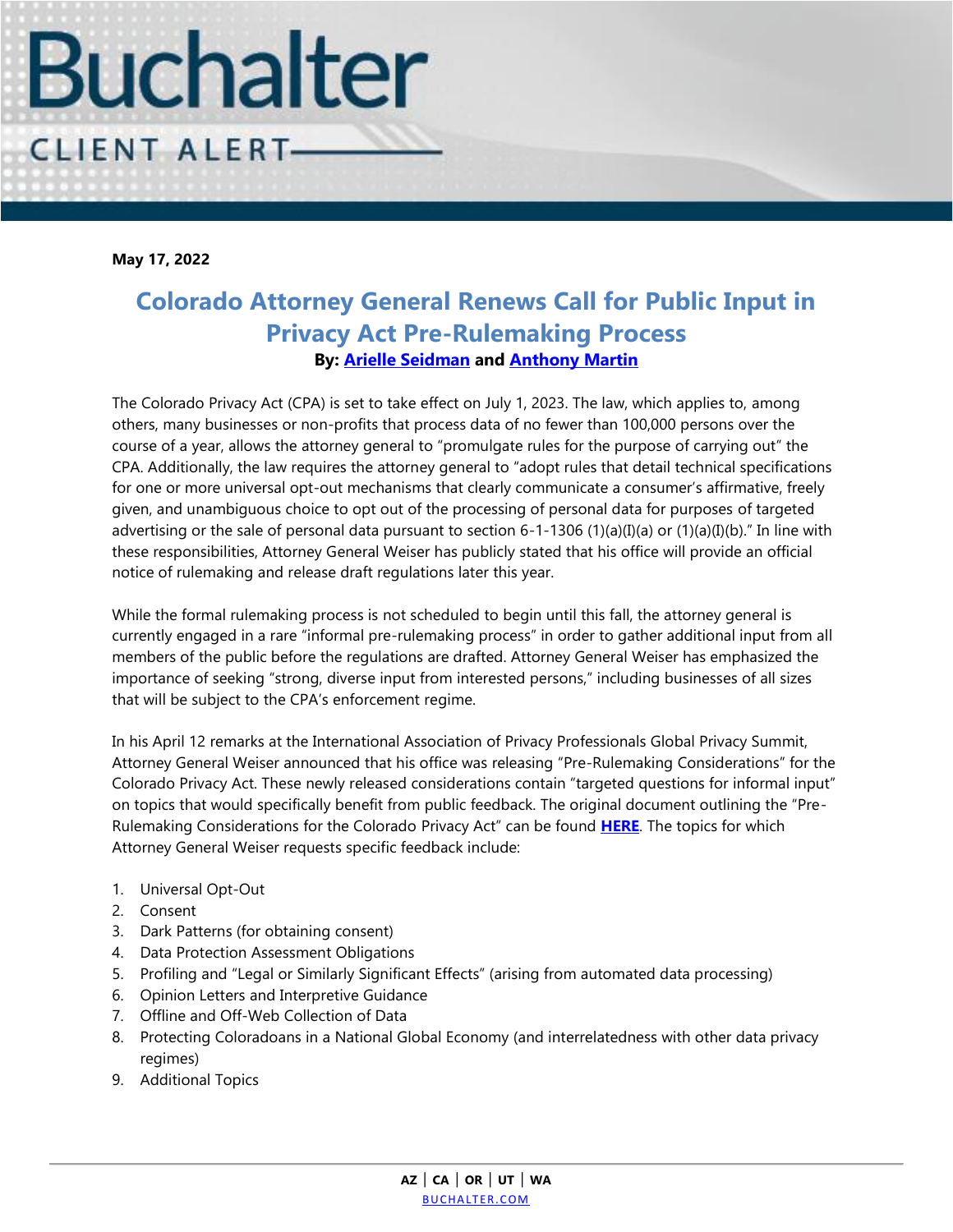# Buchalter

CLIENT ALERT

**May 17, 2022**

## Colorado Attorney General Renews Call for Public Input in Privacy Act Pre-Rulemaking Process

**By: Arielle Seidman and Anthony Martin**

The Colorado Privacy Act (CPA) is set to take effect on July 1, 2023. The law, which applies to, among others, many businesses or non-profits that process data of no fewer than 100,000 persons over the course of a year, allows the attorney general to "promulgate rules for the purpose of carrying out" the CPA. Additionally, the law requires the attorney general to "adopt rules that detail technical specifications for one or more universal opt-out mechanisms that clearly communicate a consumer's affirmative, freely given, and unambiguous choice to opt out of the processing of personal data for purposes of targeted advertising or the sale of personal data pursuant to section 6-1-1306 (1)(a)(I)(a) or (1)(a)(I)(b)." In line with these responsibilities, Attorney General Weiser has publicly stated that his office will provide an official notice of rulemaking and release draft regulations later this year.

While the formal rulemaking process is not scheduled to begin until this fall, the attorney general is currently engaged in a rare "informal pre-rulemaking process" in order to gather additional input from all members of the public before the regulations are drafted. Attorney General Weiser has emphasized the importance of seeking "strong, diverse input from interested persons," including businesses of all sizes that will be subject to the CPA's enforcement regime.

In his April 12 remarks at the International Association of Privacy Professionals Global Privacy Summit, Attorney General Weiser announced that his office was releasing "Pre-Rulemaking Considerations" for the Colorado Privacy Act. These newly released considerations contain "targeted questions for informal input" on topics that would specifically benefit from public feedback. The original document outlining the "Pre-Rulemaking Considerations for the Colorado Privacy Act" can be found **HERE**. The topics for which Attorney General Weiser requests specific feedback include:

1. Universal Opt-Out
2. Consent
3. Dark Patterns (for obtaining consent)
4. Data Protection Assessment Obligations
5. Profiling and "Legal or Similarly Significant Effects" (arising from automated data processing)
6. Opinion Letters and Interpretive Guidance
7. Offline and Off-Web Collection of Data
8. Protecting Coloradoans in a National Global Economy (and interrelatedness with other data privacy regimes)
9. Additional Topics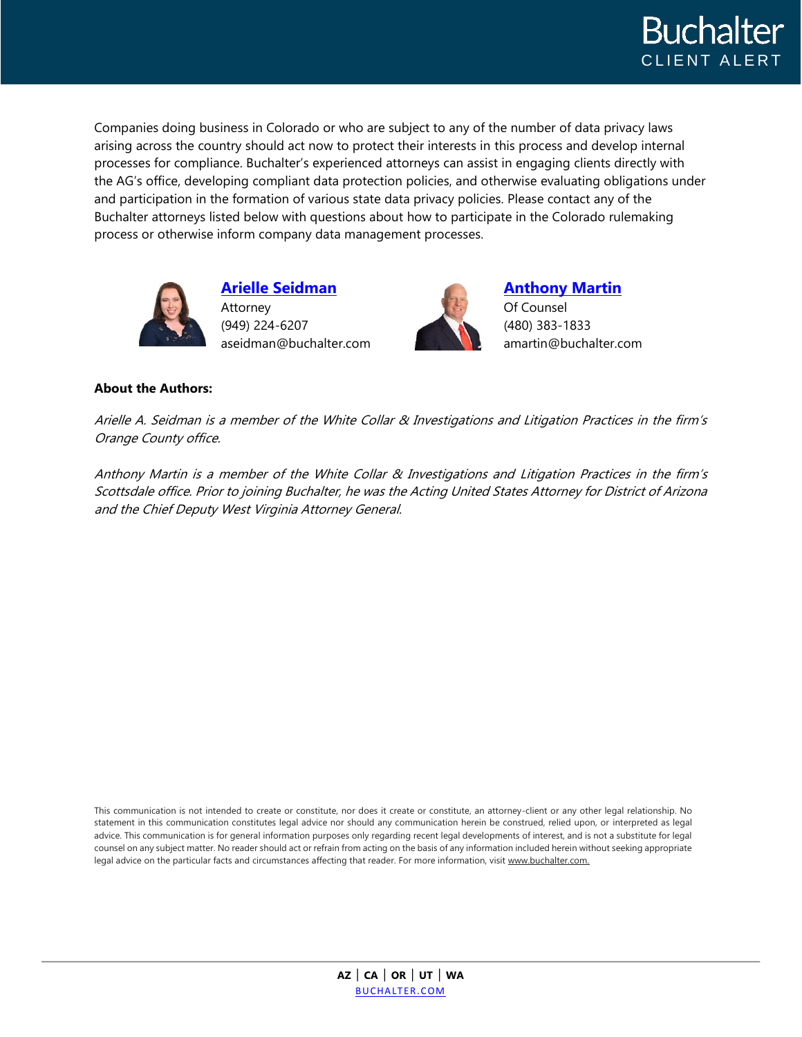Companies doing business in Colorado or who are subject to any of the number of data privacy laws arising across the country should act now to protect their interests in this process and develop internal processes for compliance. Buchalter's experienced attorneys can assist in engaging clients directly with the AG's office, developing compliant data protection policies, and otherwise evaluating obligations under and participation in the formation of various state data privacy policies. Please contact any of the Buchalter attorneys listed below with questions about how to participate in the Colorado rulemaking process or otherwise inform company data management processes.

**Arielle Seidman**
Attorney
(949) 224-6207
aseidman@buchalter.com

**Anthony Martin**
Of Counsel
(480) 383-1833
amartin@buchalter.com

**About the Authors:**

*Arielle A. Seidman is a member of the White Collar & Investigations and Litigation Practices in the firm's Orange County office.*

*Anthony Martin is a member of the White Collar & Investigations and Litigation Practices in the firm's Scottsdale office. Prior to joining Buchalter, he was the Acting United States Attorney for District of Arizona and the Chief Deputy West Virginia Attorney General.*

This communication is not intended to create or constitute, nor does it create or constitute, an attorney-client or any other legal relationship. No statement in this communication constitutes legal advice nor should any communication herein be construed, relied upon, or interpreted as legal advice. This communication is for general information purposes only regarding recent legal developments of interest, and is not a substitute for legal counsel on any subject matter. No reader should act or refrain from acting on the basis of any information included herein without seeking appropriate legal advice on the particular facts and circumstances affecting that reader. For more information, visit www.buchalter.com.